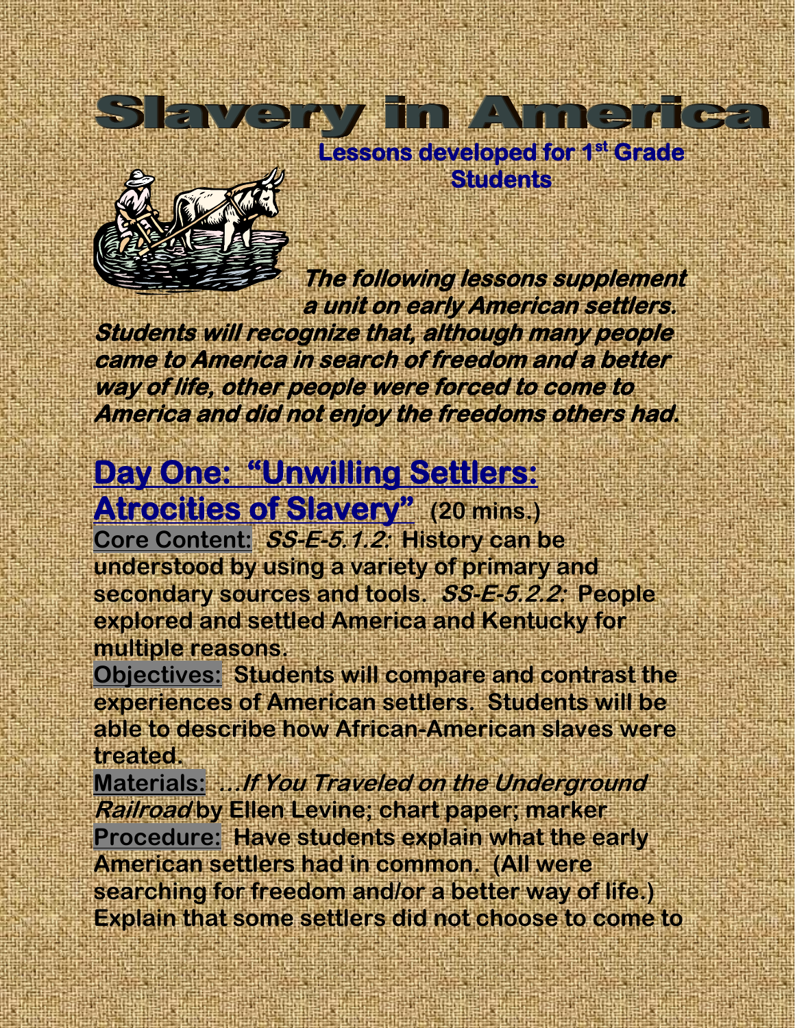# Slavery in America

**Lessons developed for 1st Grade Students**

***The following lessons supplement a unit on early American settlers. Students will recognize that, although many people came to America in search of freedom and a better way of life, other people were forced to come to America and did not enjoy the freedoms others had.***

## Day One: "Unwilling Settlers: Atrocities of Slavery" (20 mins.)

**Core Content:** ***SS-E-5.1.2:*** **History can be understood by using a variety of primary and secondary sources and tools.** ***SS-E-5.2.2:*** **People explored and settled America and Kentucky for multiple reasons.**

**Objectives:** **Students will compare and contrast the experiences of American settlers. Students will be able to describe how African-American slaves were treated.**

**Materials:** ***…If You Traveled on the Underground Railroad*** **by Ellen Levine; chart paper; marker**

**Procedure:** **Have students explain what the early American settlers had in common. (All were searching for freedom and/or a better way of life.) Explain that some settlers did not choose to come to**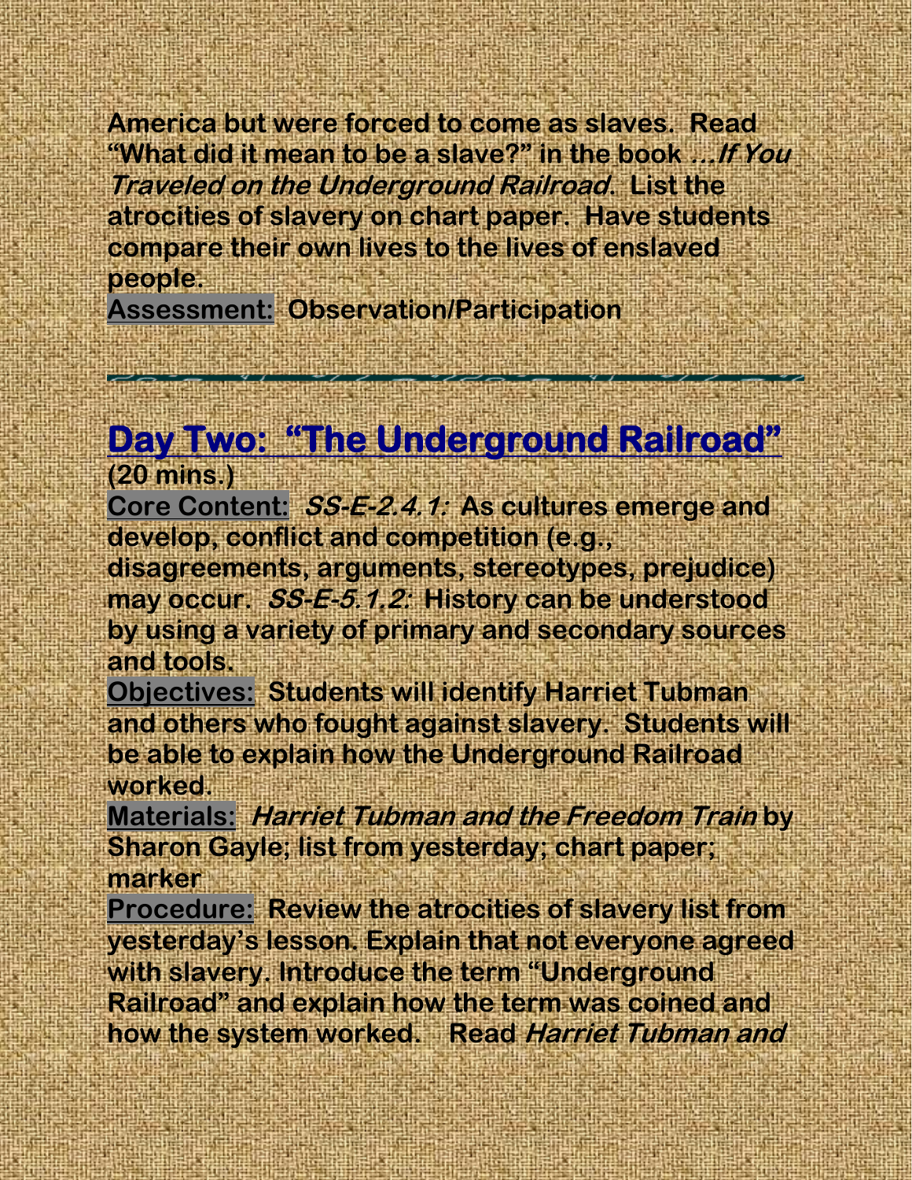America but were forced to come as slaves. Read "What did it mean to be a slave?" in the book *...If You Traveled on the Underground Railroad*. List the atrocities of slavery on chart paper. Have students compare their own lives to the lives of enslaved people.

**Assessment:** Observation/Participation

---

## Day Two: "The Underground Railroad"

**(20 mins.)**

**Core Content:** ***SS-E-2.4.1:*** As cultures emerge and develop, conflict and competition (e.g., disagreements, arguments, stereotypes, prejudice) may occur. ***SS-E-5.1.2:*** History can be understood by using a variety of primary and secondary sources and tools.

**Objectives:** Students will identify Harriet Tubman and others who fought against slavery. Students will be able to explain how the Underground Railroad worked.

**Materials:** *Harriet Tubman and the Freedom Train* by Sharon Gayle; list from yesterday; chart paper; marker

**Procedure:** Review the atrocities of slavery list from yesterday's lesson. Explain that not everyone agreed with slavery. Introduce the term "Underground Railroad" and explain how the term was coined and how the system worked. Read *Harriet Tubman and*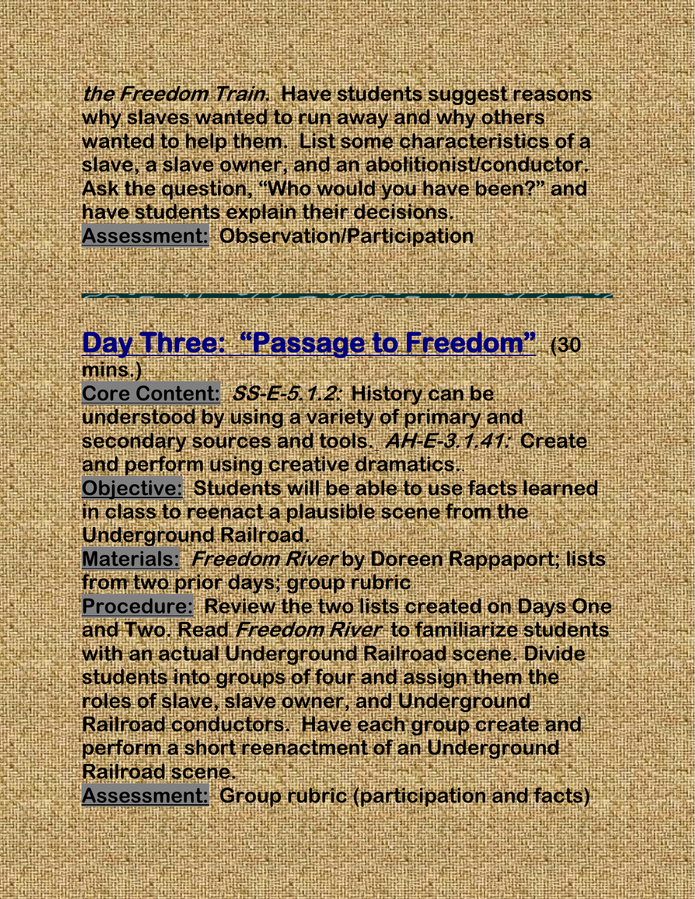*the Freedom Train*. Have students suggest reasons why slaves wanted to run away and why others wanted to help them. List some characteristics of a slave, a slave owner, and an abolitionist/conductor. Ask the question, "Who would you have been?" and have students explain their decisions.

**Assessment:** Observation/Participation

---

## Day Three: "Passage to Freedom" (30 mins.)

**Core Content:** *SS-E-5.1.2:* History can be understood by using a variety of primary and secondary sources and tools. *AH-E-3.1.41:* Create and perform using creative dramatics.

**Objective:** Students will be able to use facts learned in class to reenact a plausible scene from the Underground Railroad.

**Materials:** *Freedom River* by Doreen Rappaport; lists from two prior days; group rubric

**Procedure:** Review the two lists created on Days One and Two. Read *Freedom River* to familiarize students with an actual Underground Railroad scene. Divide students into groups of four and assign them the roles of slave, slave owner, and Underground Railroad conductors. Have each group create and perform a short reenactment of an Underground Railroad scene.

**Assessment:** Group rubric (participation and facts)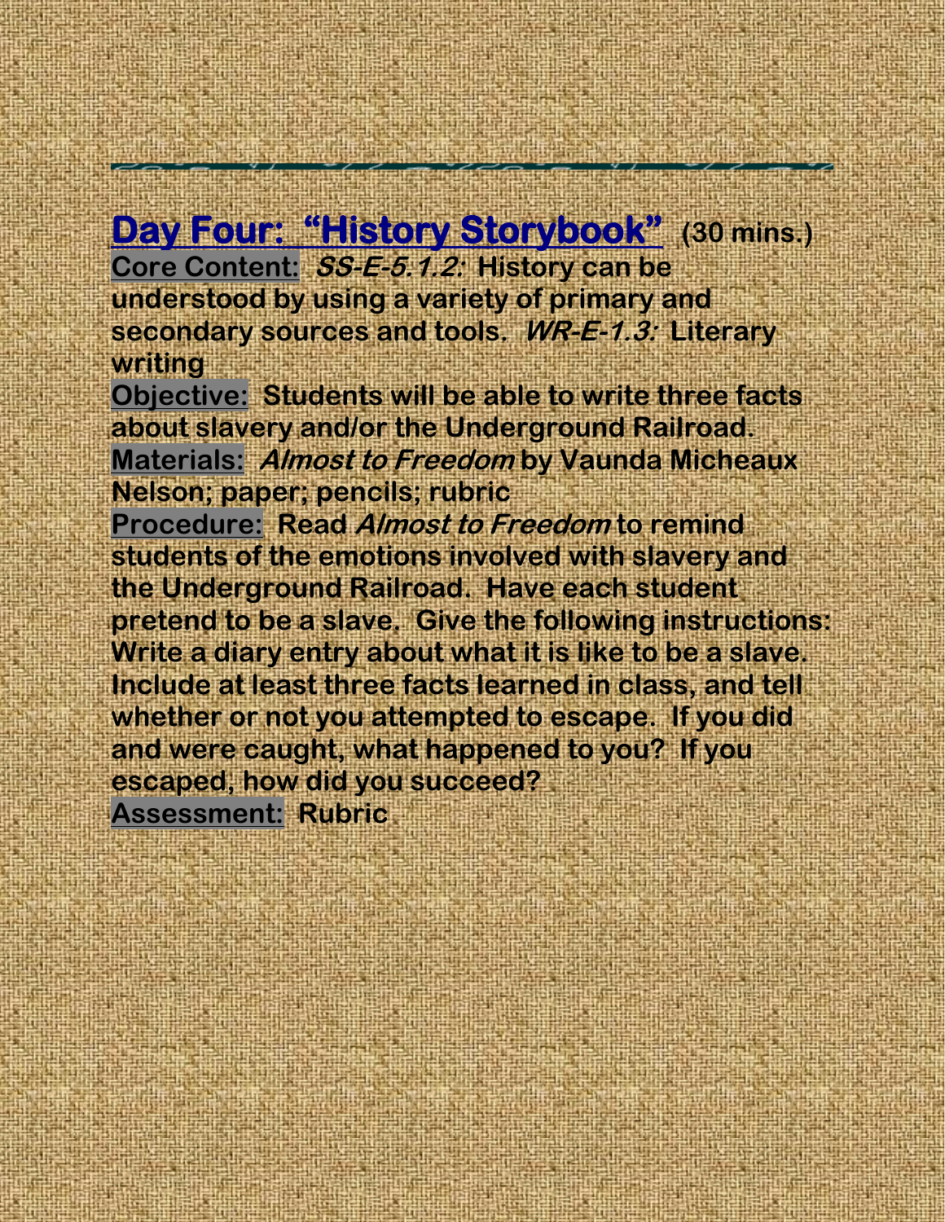## Day Four: "History Storybook" (30 mins.)

**Core Content:** ***SS-E-5.1.2:*** **History can be understood by using a variety of primary and secondary sources and tools.** ***WR-E-1.3:*** **Literary writing**

**Objective:** **Students will be able to write three facts about slavery and/or the Underground Railroad.**

**Materials:** ***Almost to Freedom*** **by Vaunda Micheaux Nelson; paper; pencils; rubric**

**Procedure:** **Read** ***Almost to Freedom*** **to remind students of the emotions involved with slavery and the Underground Railroad. Have each student pretend to be a slave. Give the following instructions: Write a diary entry about what it is like to be a slave. Include at least three facts learned in class, and tell whether or not you attempted to escape. If you did and were caught, what happened to you? If you escaped, how did you succeed?**

**Assessment:** **Rubric**